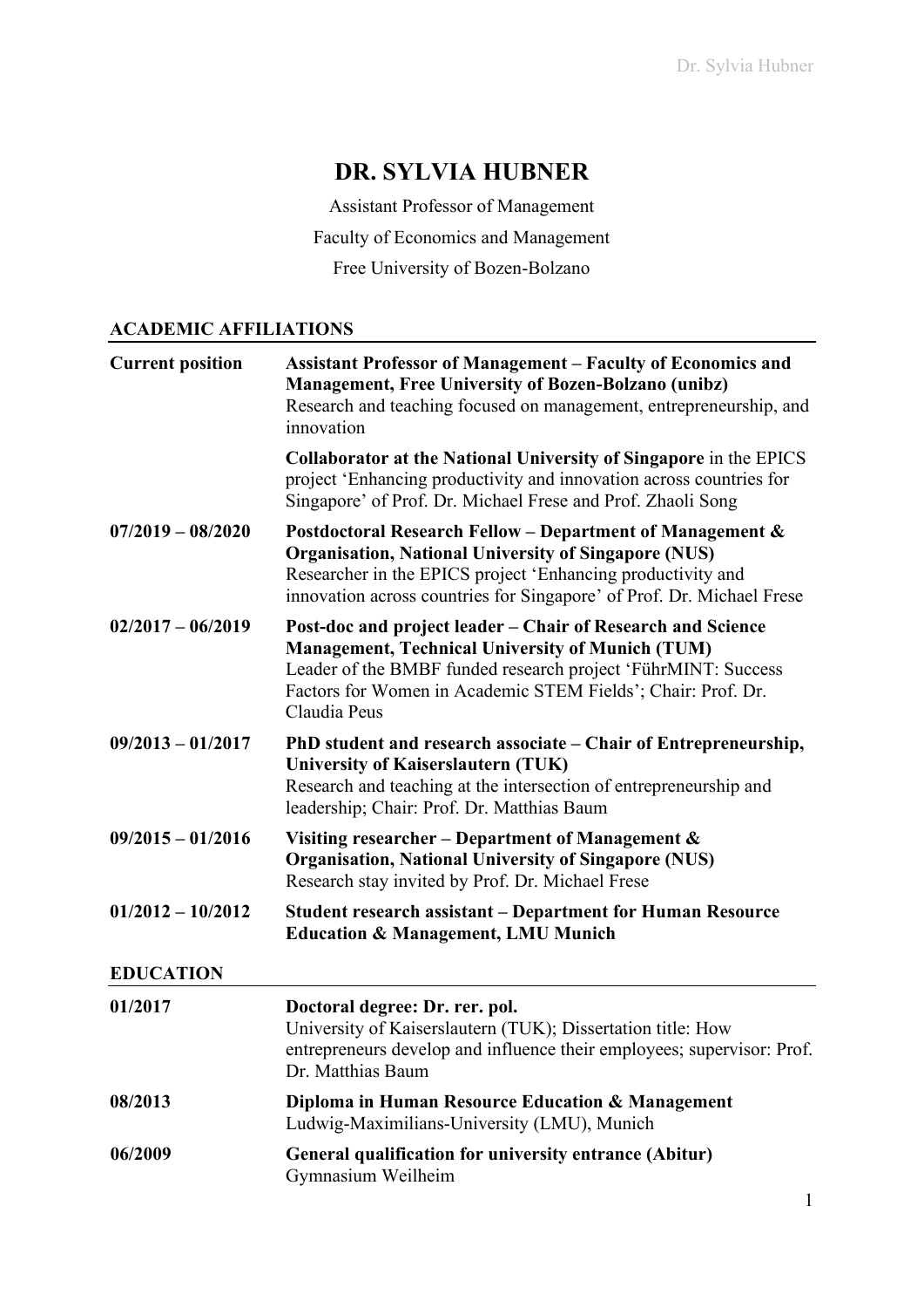# DR. SYLVIA HUBNER

Assistant Professor of Management

Faculty of Economics and Management

Free University of Bozen-Bolzano

## ACADEMIC AFFILIATIONS

| | |
|---|---|
| **Current position** | **Assistant Professor of Management – Faculty of Economics and Management, Free University of Bozen-Bolzano (unibz)**<br>Research and teaching focused on management, entrepreneurship, and innovation |
| | **Collaborator at the National University of Singapore** in the EPICS project 'Enhancing productivity and innovation across countries for Singapore' of Prof. Dr. Michael Frese and Prof. Zhaoli Song |
| **07/2019 – 08/2020** | **Postdoctoral Research Fellow – Department of Management & Organisation, National University of Singapore (NUS)**<br>Researcher in the EPICS project 'Enhancing productivity and innovation across countries for Singapore' of Prof. Dr. Michael Frese |
| **02/2017 – 06/2019** | **Post-doc and project leader – Chair of Research and Science Management, Technical University of Munich (TUM)**<br>Leader of the BMBF funded research project 'FührMINT: Success Factors for Women in Academic STEM Fields'; Chair: Prof. Dr. Claudia Peus |
| **09/2013 – 01/2017** | **PhD student and research associate – Chair of Entrepreneurship, University of Kaiserslautern (TUK)**<br>Research and teaching at the intersection of entrepreneurship and leadership; Chair: Prof. Dr. Matthias Baum |
| **09/2015 – 01/2016** | **Visiting researcher – Department of Management & Organisation, National University of Singapore (NUS)**<br>Research stay invited by Prof. Dr. Michael Frese |
| **01/2012 – 10/2012** | **Student research assistant – Department for Human Resource Education & Management, LMU Munich** |

## EDUCATION

| | |
|---|---|
| **01/2017** | **Doctoral degree: Dr. rer. pol.**<br>University of Kaiserslautern (TUK); Dissertation title: How entrepreneurs develop and influence their employees; supervisor: Prof. Dr. Matthias Baum |
| **08/2013** | **Diploma in Human Resource Education & Management**<br>Ludwig-Maximilians-University (LMU), Munich |
| **06/2009** | **General qualification for university entrance (Abitur)**<br>Gymnasium Weilheim |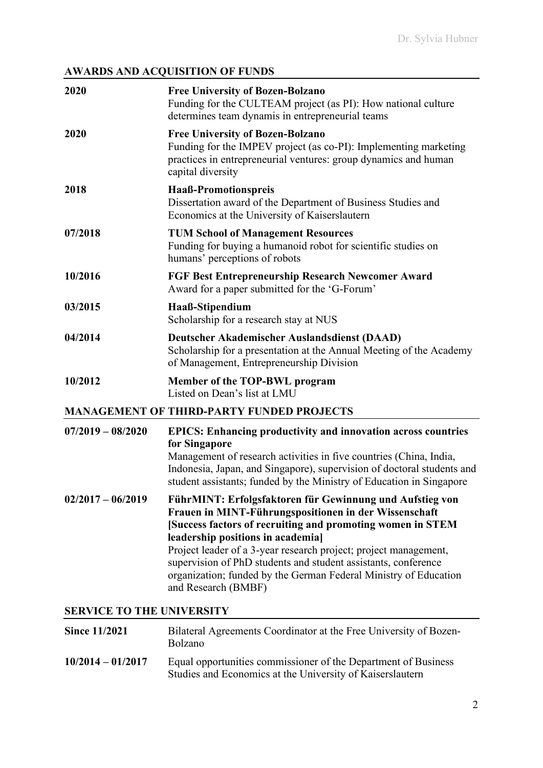## AWARDS AND ACQUISITION OF FUNDS

**2020** — **Free University of Bozen-Bolzano**
Funding for the CULTEAM project (as PI): How national culture determines team dynamis in entrepreneurial teams

**2020** — **Free University of Bozen-Bolzano**
Funding for the IMPEV project (as co-PI): Implementing marketing practices in entrepreneurial ventures: group dynamics and human capital diversity

**2018** — **Haaß-Promotionspreis**
Dissertation award of the Department of Business Studies and Economics at the University of Kaiserslautern

**07/2018** — **TUM School of Management Resources**
Funding for buying a humanoid robot for scientific studies on humans' perceptions of robots

**10/2016** — **FGF Best Entrepreneurship Research Newcomer Award**
Award for a paper submitted for the 'G-Forum'

**03/2015** — **Haaß-Stipendium**
Scholarship for a research stay at NUS

**04/2014** — **Deutscher Akademischer Auslandsdienst (DAAD)**
Scholarship for a presentation at the Annual Meeting of the Academy of Management, Entrepreneurship Division

**10/2012** — **Member of the TOP-BWL program**
Listed on Dean's list at LMU

## MANAGEMENT OF THIRD-PARTY FUNDED PROJECTS

**07/2019 – 08/2020** — **EPICS: Enhancing productivity and innovation across countries for Singapore**
Management of research activities in five countries (China, India, Indonesia, Japan, and Singapore), supervision of doctoral students and student assistants; funded by the Ministry of Education in Singapore

**02/2017 – 06/2019** — **FührMINT: Erfolgsfaktoren für Gewinnung und Aufstieg von Frauen in MINT-Führungspositionen in der Wissenschaft [Success factors of recruiting and promoting women in STEM leadership positions in academia]**
Project leader of a 3-year research project; project management, supervision of PhD students and student assistants, conference organization; funded by the German Federal Ministry of Education and Research (BMBF)

## SERVICE TO THE UNIVERSITY

**Since 11/2021** — Bilateral Agreements Coordinator at the Free University of Bozen-Bolzano

**10/2014 – 01/2017** — Equal opportunities commissioner of the Department of Business Studies and Economics at the University of Kaiserslautern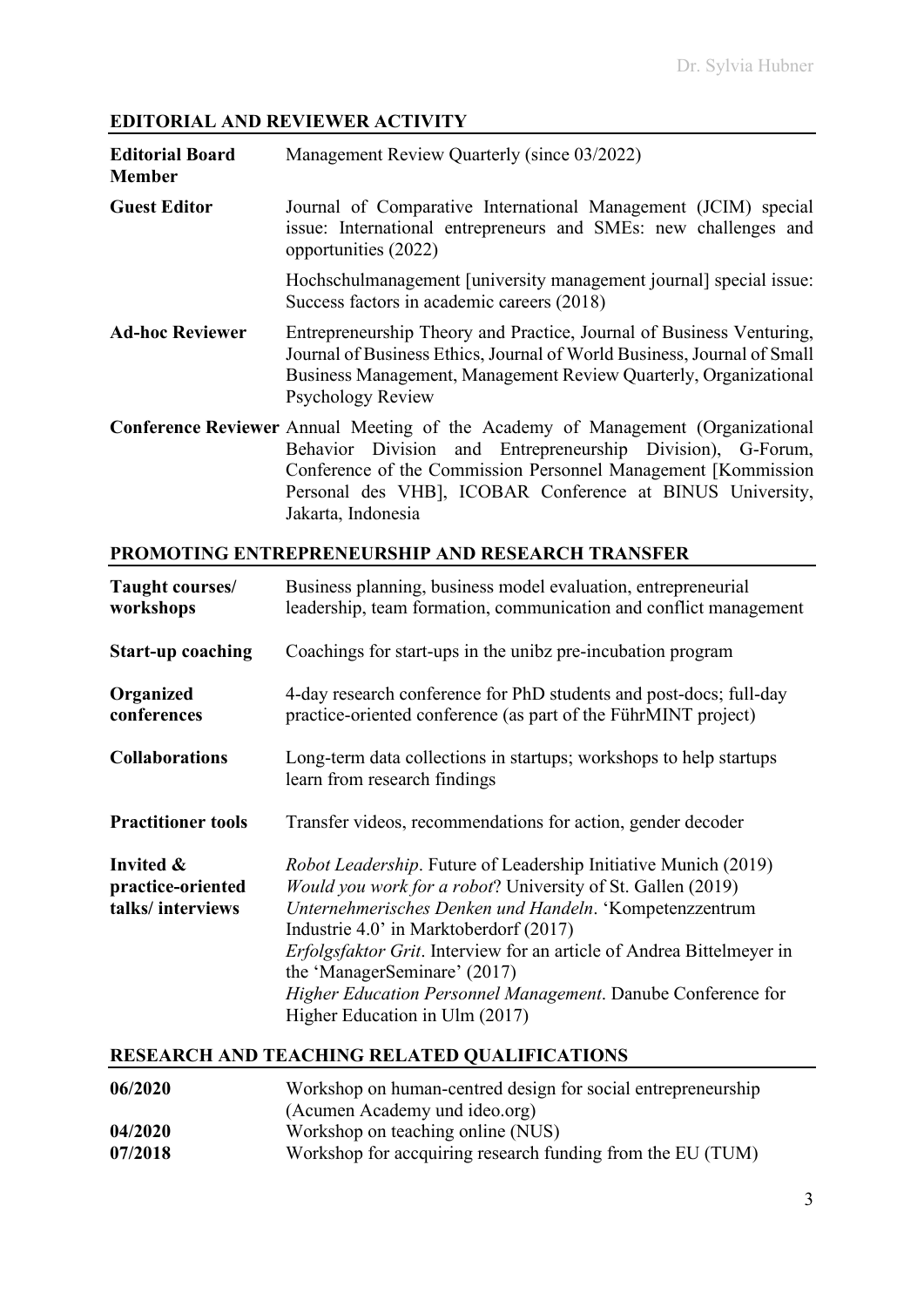## EDITORIAL AND REVIEWER ACTIVITY

**Editorial Board Member** Management Review Quarterly (since 03/2022)

**Guest Editor** Journal of Comparative International Management (JCIM) special issue: International entrepreneurs and SMEs: new challenges and opportunities (2022)

Hochschulmanagement [university management journal] special issue: Success factors in academic careers (2018)

**Ad-hoc Reviewer** Entrepreneurship Theory and Practice, Journal of Business Venturing, Journal of Business Ethics, Journal of World Business, Journal of Small Business Management, Management Review Quarterly, Organizational Psychology Review

**Conference Reviewer** Annual Meeting of the Academy of Management (Organizational Behavior Division and Entrepreneurship Division), G-Forum, Conference of the Commission Personnel Management [Kommission Personal des VHB], ICOBAR Conference at BINUS University, Jakarta, Indonesia

## PROMOTING ENTREPRENEURSHIP AND RESEARCH TRANSFER

**Taught courses/ workshops** Business planning, business model evaluation, entrepreneurial leadership, team formation, communication and conflict management

**Start-up coaching** Coachings for start-ups in the unibz pre-incubation program

**Organized conferences** 4-day research conference for PhD students and post-docs; full-day practice-oriented conference (as part of the FührMINT project)

**Collaborations** Long-term data collections in startups; workshops to help startups learn from research findings

**Practitioner tools** Transfer videos, recommendations for action, gender decoder

**Invited & practice-oriented talks/ interviews**

*Robot Leadership*. Future of Leadership Initiative Munich (2019)
*Would you work for a robot*? University of St. Gallen (2019)
*Unternehmerisches Denken und Handeln*. 'Kompetenzzentrum Industrie 4.0' in Marktoberdorf (2017)
*Erfolgsfaktor Grit*. Interview for an article of Andrea Bittelmeyer in the 'ManagerSeminare' (2017)
*Higher Education Personnel Management*. Danube Conference for Higher Education in Ulm (2017)

## RESEARCH AND TEACHING RELATED QUALIFICATIONS

**06/2020** Workshop on human-centred design for social entrepreneurship (Acumen Academy und ideo.org)

**04/2020** Workshop on teaching online (NUS)

**07/2018** Workshop for accquiring research funding from the EU (TUM)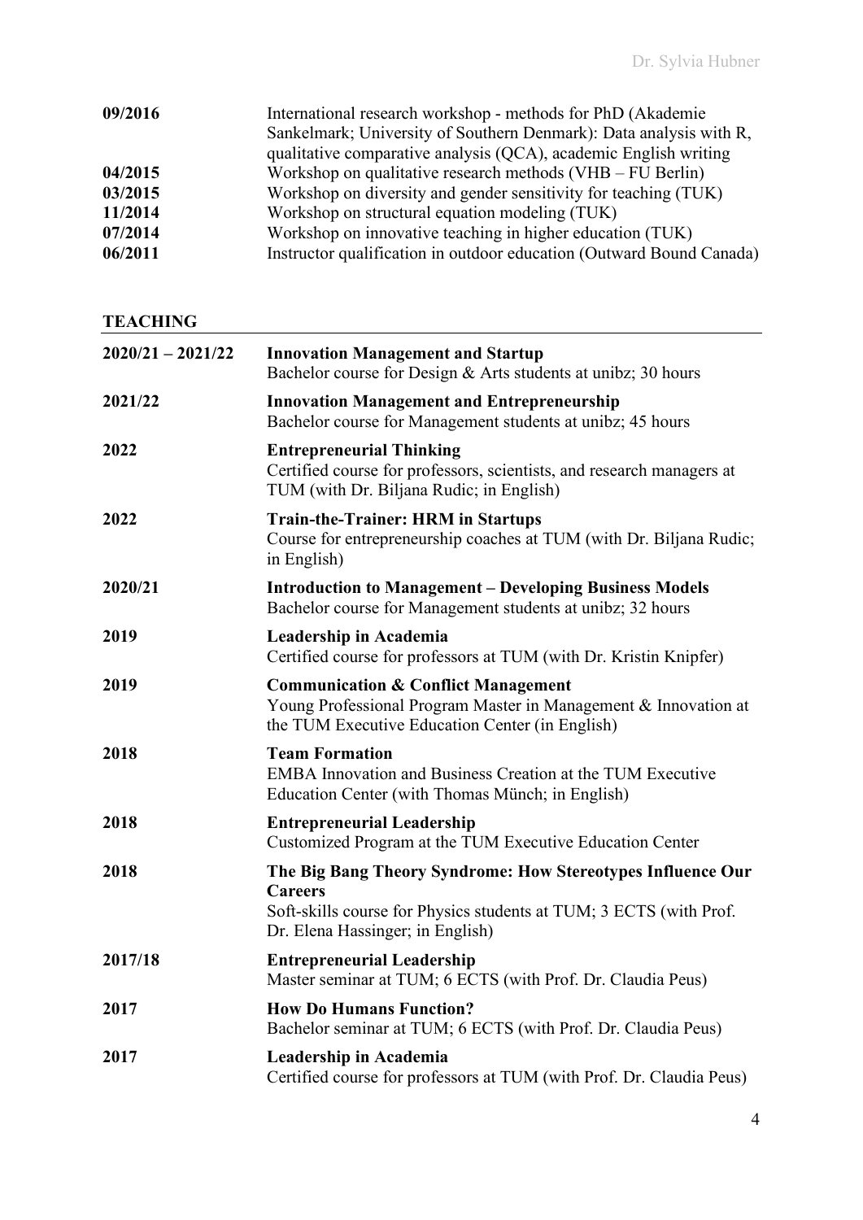| | |
|---|---|
| **09/2016** | International research workshop - methods for PhD (Akademie Sankelmark; University of Southern Denmark): Data analysis with R, qualitative comparative analysis (QCA), academic English writing |
| **04/2015** | Workshop on qualitative research methods (VHB – FU Berlin) |
| **03/2015** | Workshop on diversity and gender sensitivity for teaching (TUK) |
| **11/2014** | Workshop on structural equation modeling (TUK) |
| **07/2014** | Workshop on innovative teaching in higher education (TUK) |
| **06/2011** | Instructor qualification in outdoor education (Outward Bound Canada) |

## TEACHING

| | |
|---|---|
| **2020/21 – 2021/22** | **Innovation Management and Startup**<br>Bachelor course for Design & Arts students at unibz; 30 hours |
| **2021/22** | **Innovation Management and Entrepreneurship**<br>Bachelor course for Management students at unibz; 45 hours |
| **2022** | **Entrepreneurial Thinking**<br>Certified course for professors, scientists, and research managers at TUM (with Dr. Biljana Rudic; in English) |
| **2022** | **Train-the-Trainer: HRM in Startups**<br>Course for entrepreneurship coaches at TUM (with Dr. Biljana Rudic; in English) |
| **2020/21** | **Introduction to Management – Developing Business Models**<br>Bachelor course for Management students at unibz; 32 hours |
| **2019** | **Leadership in Academia**<br>Certified course for professors at TUM (with Dr. Kristin Knipfer) |
| **2019** | **Communication & Conflict Management**<br>Young Professional Program Master in Management & Innovation at the TUM Executive Education Center (in English) |
| **2018** | **Team Formation**<br>EMBA Innovation and Business Creation at the TUM Executive Education Center (with Thomas Münch; in English) |
| **2018** | **Entrepreneurial Leadership**<br>Customized Program at the TUM Executive Education Center |
| **2018** | **The Big Bang Theory Syndrome: How Stereotypes Influence Our Careers**<br>Soft-skills course for Physics students at TUM; 3 ECTS (with Prof. Dr. Elena Hassinger; in English) |
| **2017/18** | **Entrepreneurial Leadership**<br>Master seminar at TUM; 6 ECTS (with Prof. Dr. Claudia Peus) |
| **2017** | **How Do Humans Function?**<br>Bachelor seminar at TUM; 6 ECTS (with Prof. Dr. Claudia Peus) |
| **2017** | **Leadership in Academia**<br>Certified course for professors at TUM (with Prof. Dr. Claudia Peus) |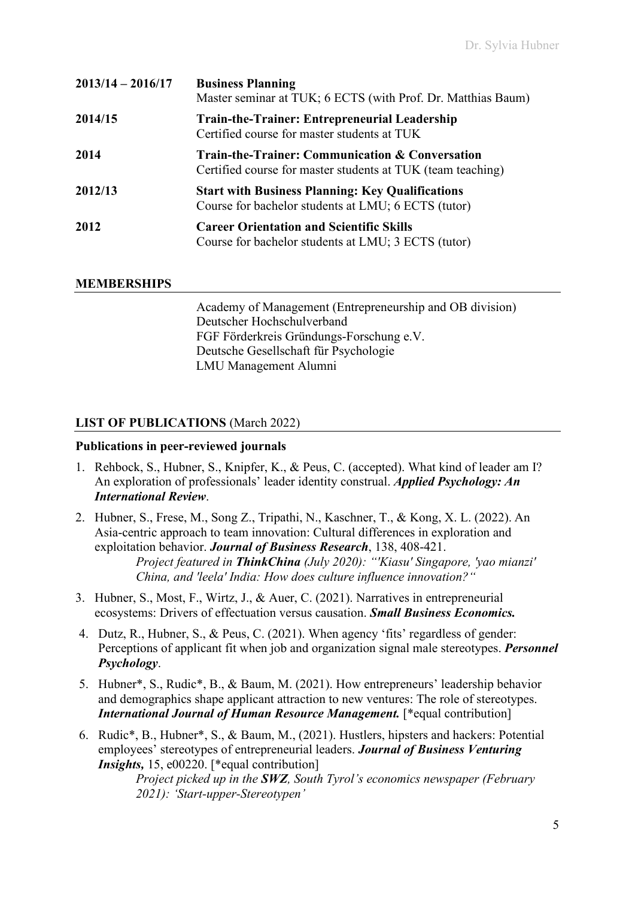**2013/14 – 2016/17** **Business Planning**
Master seminar at TUK; 6 ECTS (with Prof. Dr. Matthias Baum)

**2014/15** **Train-the-Trainer: Entrepreneurial Leadership**
Certified course for master students at TUK

**2014** **Train-the-Trainer: Communication & Conversation**
Certified course for master students at TUK (team teaching)

**2012/13** **Start with Business Planning: Key Qualifications**
Course for bachelor students at LMU; 6 ECTS (tutor)

**2012** **Career Orientation and Scientific Skills**
Course for bachelor students at LMU; 3 ECTS (tutor)

## MEMBERSHIPS

Academy of Management (Entrepreneurship and OB division)
Deutscher Hochschulverband
FGF Förderkreis Gründungs-Forschung e.V.
Deutsche Gesellschaft für Psychologie
LMU Management Alumni

## LIST OF PUBLICATIONS (March 2022)

### Publications in peer-reviewed journals

1. Rehbock, S., Hubner, S., Knipfer, K., & Peus, C. (accepted). What kind of leader am I? An exploration of professionals' leader identity construal. ***Applied Psychology: An International Review***.
2. Hubner, S., Frese, M., Song Z., Tripathi, N., Kaschner, T., & Kong, X. L. (2022). An Asia-centric approach to team innovation: Cultural differences in exploration and exploitation behavior. ***Journal of Business Research***, 138, 408-421.
   *Project featured in **ThinkChina** (July 2020): "'Kiasu' Singapore, 'yao mianzi' China, and 'leela' India: How does culture influence innovation?"*
3. Hubner, S., Most, F., Wirtz, J., & Auer, C. (2021). Narratives in entrepreneurial ecosystems: Drivers of effectuation versus causation. ***Small Business Economics.***
4. Dutz, R., Hubner, S., & Peus, C. (2021). When agency 'fits' regardless of gender: Perceptions of applicant fit when job and organization signal male stereotypes. ***Personnel Psychology***.
5. Hubner*, S., Rudic*, B., & Baum, M. (2021). How entrepreneurs' leadership behavior and demographics shape applicant attraction to new ventures: The role of stereotypes. ***International Journal of Human Resource Management.*** [*equal contribution]
6. Rudic*, B., Hubner*, S., & Baum, M., (2021). Hustlers, hipsters and hackers: Potential employees' stereotypes of entrepreneurial leaders. ***Journal of Business Venturing Insights,*** 15, e00220. [*equal contribution]
   *Project picked up in the **SWZ**, South Tyrol's economics newspaper (February 2021): 'Start-upper-Stereotypen'*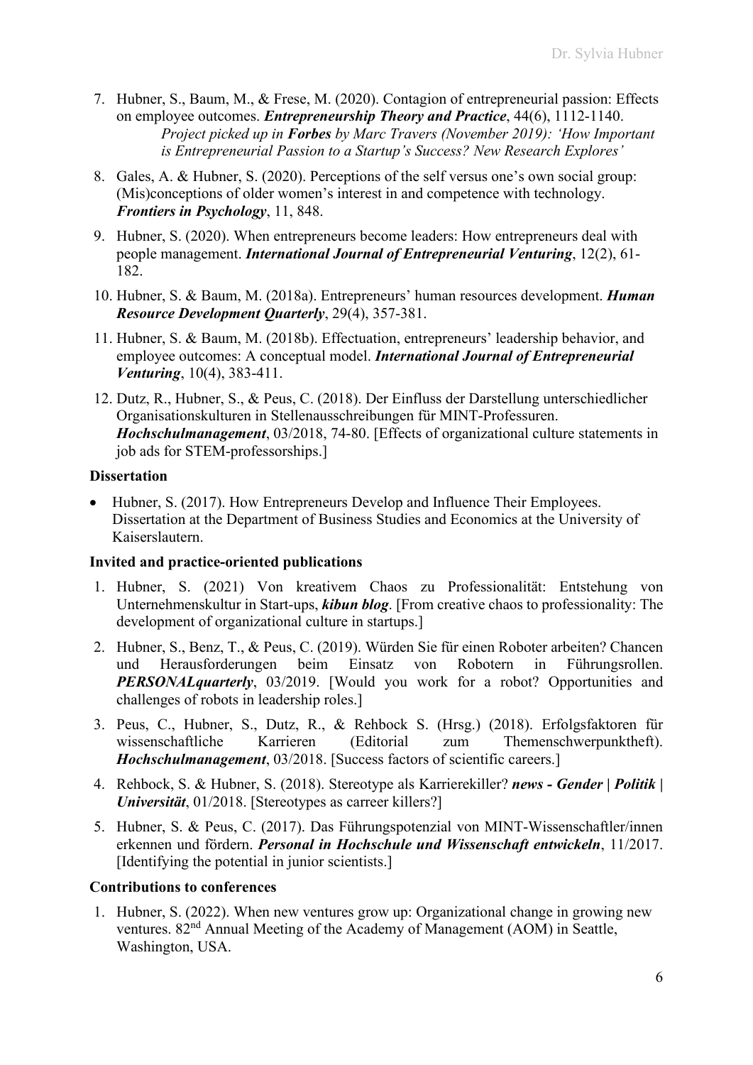7. Hubner, S., Baum, M., & Frese, M. (2020). Contagion of entrepreneurial passion: Effects on employee outcomes. ***Entrepreneurship Theory and Practice***, 44(6), 1112-1140.
   *Project picked up in **Forbes** by Marc Travers (November 2019): 'How Important is Entrepreneurial Passion to a Startup's Success? New Research Explores'*
8. Gales, A. & Hubner, S. (2020). Perceptions of the self versus one's own social group: (Mis)conceptions of older women's interest in and competence with technology. ***Frontiers in Psychology***, 11, 848.
9. Hubner, S. (2020). When entrepreneurs become leaders: How entrepreneurs deal with people management. ***International Journal of Entrepreneurial Venturing***, 12(2), 61-182.
10. Hubner, S. & Baum, M. (2018a). Entrepreneurs' human resources development. ***Human Resource Development Quarterly***, 29(4), 357-381.
11. Hubner, S. & Baum, M. (2018b). Effectuation, entrepreneurs' leadership behavior, and employee outcomes: A conceptual model. ***International Journal of Entrepreneurial Venturing***, 10(4), 383-411.
12. Dutz, R., Hubner, S., & Peus, C. (2018). Der Einfluss der Darstellung unterschiedlicher Organisationskulturen in Stellenausschreibungen für MINT-Professuren. ***Hochschulmanagement***, 03/2018, 74-80. [Effects of organizational culture statements in job ads for STEM-professorships.]

**Dissertation**

- Hubner, S. (2017). How Entrepreneurs Develop and Influence Their Employees. Dissertation at the Department of Business Studies and Economics at the University of Kaiserslautern.

**Invited and practice-oriented publications**

1. Hubner, S. (2021) Von kreativem Chaos zu Professionalität: Entstehung von Unternehmenskultur in Start-ups, ***kibun blog***. [From creative chaos to professionality: The development of organizational culture in startups.]
2. Hubner, S., Benz, T., & Peus, C. (2019). Würden Sie für einen Roboter arbeiten? Chancen und Herausforderungen beim Einsatz von Robotern in Führungsrollen. ***PERSONALquarterly***, 03/2019. [Would you work for a robot? Opportunities and challenges of robots in leadership roles.]
3. Peus, C., Hubner, S., Dutz, R., & Rehbock S. (Hrsg.) (2018). Erfolgsfaktoren für wissenschaftliche Karrieren (Editorial zum Themenschwerpunktheft). ***Hochschulmanagement***, 03/2018. [Success factors of scientific careers.]
4. Rehbock, S. & Hubner, S. (2018). Stereotype als Karrierekiller? ***news - Gender | Politik | Universität***, 01/2018. [Stereotypes as carreer killers?]
5. Hubner, S. & Peus, C. (2017). Das Führungspotenzial von MINT-Wissenschaftler/innen erkennen und fördern. ***Personal in Hochschule und Wissenschaft entwickeln***, 11/2017. [Identifying the potential in junior scientists.]

**Contributions to conferences**

1. Hubner, S. (2022). When new ventures grow up: Organizational change in growing new ventures. 82nd Annual Meeting of the Academy of Management (AOM) in Seattle, Washington, USA.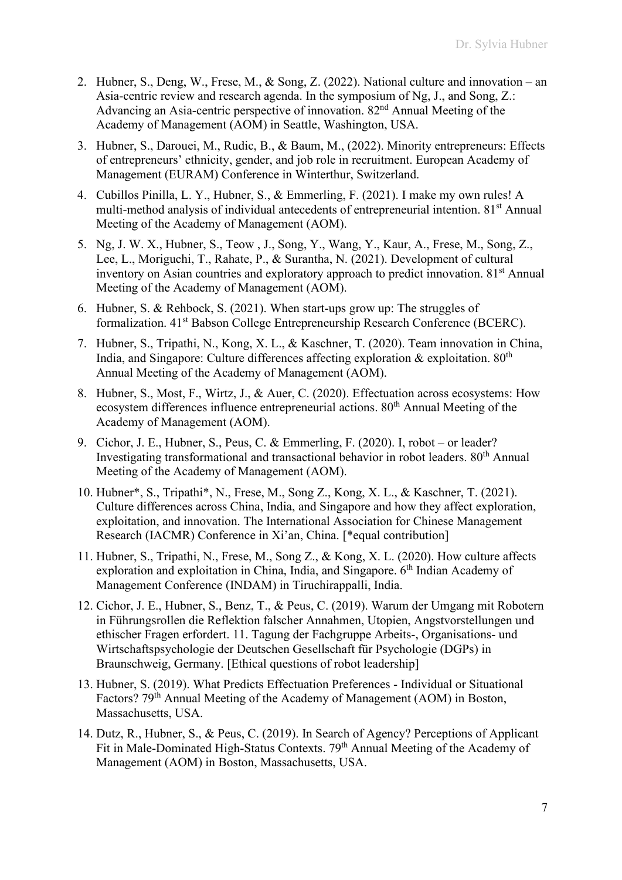2. Hubner, S., Deng, W., Frese, M., & Song, Z. (2022). National culture and innovation – an Asia-centric review and research agenda. In the symposium of Ng, J., and Song, Z.: Advancing an Asia-centric perspective of innovation. 82nd Annual Meeting of the Academy of Management (AOM) in Seattle, Washington, USA.
3. Hubner, S., Darouei, M., Rudic, B., & Baum, M., (2022). Minority entrepreneurs: Effects of entrepreneurs' ethnicity, gender, and job role in recruitment. European Academy of Management (EURAM) Conference in Winterthur, Switzerland.
4. Cubillos Pinilla, L. Y., Hubner, S., & Emmerling, F. (2021). I make my own rules! A multi-method analysis of individual antecedents of entrepreneurial intention. 81st Annual Meeting of the Academy of Management (AOM).
5. Ng, J. W. X., Hubner, S., Teow , J., Song, Y., Wang, Y., Kaur, A., Frese, M., Song, Z., Lee, L., Moriguchi, T., Rahate, P., & Surantha, N. (2021). Development of cultural inventory on Asian countries and exploratory approach to predict innovation. 81st Annual Meeting of the Academy of Management (AOM).
6. Hubner, S. & Rehbock, S. (2021). When start-ups grow up: The struggles of formalization. 41st Babson College Entrepreneurship Research Conference (BCERC).
7. Hubner, S., Tripathi, N., Kong, X. L., & Kaschner, T. (2020). Team innovation in China, India, and Singapore: Culture differences affecting exploration & exploitation. 80th Annual Meeting of the Academy of Management (AOM).
8. Hubner, S., Most, F., Wirtz, J., & Auer, C. (2020). Effectuation across ecosystems: How ecosystem differences influence entrepreneurial actions. 80th Annual Meeting of the Academy of Management (AOM).
9. Cichor, J. E., Hubner, S., Peus, C. & Emmerling, F. (2020). I, robot – or leader? Investigating transformational and transactional behavior in robot leaders. 80th Annual Meeting of the Academy of Management (AOM).
10. Hubner*, S., Tripathi*, N., Frese, M., Song Z., Kong, X. L., & Kaschner, T. (2021). Culture differences across China, India, and Singapore and how they affect exploration, exploitation, and innovation. The International Association for Chinese Management Research (IACMR) Conference in Xi'an, China. [*equal contribution]
11. Hubner, S., Tripathi, N., Frese, M., Song Z., & Kong, X. L. (2020). How culture affects exploration and exploitation in China, India, and Singapore. 6th Indian Academy of Management Conference (INDAM) in Tiruchirappalli, India.
12. Cichor, J. E., Hubner, S., Benz, T., & Peus, C. (2019). Warum der Umgang mit Robotern in Führungsrollen die Reflektion falscher Annahmen, Utopien, Angstvorstellungen und ethischer Fragen erfordert. 11. Tagung der Fachgruppe Arbeits-, Organisations- und Wirtschaftspsychologie der Deutschen Gesellschaft für Psychologie (DGPs) in Braunschweig, Germany. [Ethical questions of robot leadership]
13. Hubner, S. (2019). What Predicts Effectuation Preferences - Individual or Situational Factors? 79th Annual Meeting of the Academy of Management (AOM) in Boston, Massachusetts, USA.
14. Dutz, R., Hubner, S., & Peus, C. (2019). In Search of Agency? Perceptions of Applicant Fit in Male-Dominated High-Status Contexts. 79th Annual Meeting of the Academy of Management (AOM) in Boston, Massachusetts, USA.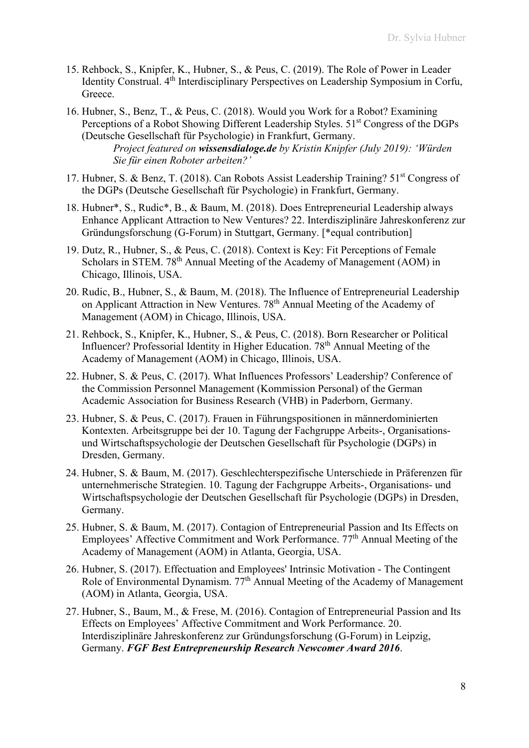15. Rehbock, S., Knipfer, K., Hubner, S., & Peus, C. (2019). The Role of Power in Leader Identity Construal. 4th Interdisciplinary Perspectives on Leadership Symposium in Corfu, Greece.
16. Hubner, S., Benz, T., & Peus, C. (2018). Would you Work for a Robot? Examining Perceptions of a Robot Showing Different Leadership Styles. 51st Congress of the DGPs (Deutsche Gesellschaft für Psychologie) in Frankfurt, Germany.
    *Project featured on **wissensdialoge.de** by Kristin Knipfer (July 2019): 'Würden Sie für einen Roboter arbeiten?'*
17. Hubner, S. & Benz, T. (2018). Can Robots Assist Leadership Training? 51st Congress of the DGPs (Deutsche Gesellschaft für Psychologie) in Frankfurt, Germany.
18. Hubner*, S., Rudic*, B., & Baum, M. (2018). Does Entrepreneurial Leadership always Enhance Applicant Attraction to New Ventures? 22. Interdisziplinäre Jahreskonferenz zur Gründungsforschung (G-Forum) in Stuttgart, Germany. [*equal contribution]
19. Dutz, R., Hubner, S., & Peus, C. (2018). Context is Key: Fit Perceptions of Female Scholars in STEM. 78th Annual Meeting of the Academy of Management (AOM) in Chicago, Illinois, USA.
20. Rudic, B., Hubner, S., & Baum, M. (2018). The Influence of Entrepreneurial Leadership on Applicant Attraction in New Ventures. 78th Annual Meeting of the Academy of Management (AOM) in Chicago, Illinois, USA.
21. Rehbock, S., Knipfer, K., Hubner, S., & Peus, C. (2018). Born Researcher or Political Influencer? Professorial Identity in Higher Education. 78th Annual Meeting of the Academy of Management (AOM) in Chicago, Illinois, USA.
22. Hubner, S. & Peus, C. (2017). What Influences Professors' Leadership? Conference of the Commission Personnel Management (Kommission Personal) of the German Academic Association for Business Research (VHB) in Paderborn, Germany.
23. Hubner, S. & Peus, C. (2017). Frauen in Führungspositionen in männerdominierten Kontexten. Arbeitsgruppe bei der 10. Tagung der Fachgruppe Arbeits-, Organisations- und Wirtschaftspsychologie der Deutschen Gesellschaft für Psychologie (DGPs) in Dresden, Germany.
24. Hubner, S. & Baum, M. (2017). Geschlechterspezifische Unterschiede in Präferenzen für unternehmerische Strategien. 10. Tagung der Fachgruppe Arbeits-, Organisations- und Wirtschaftspsychologie der Deutschen Gesellschaft für Psychologie (DGPs) in Dresden, Germany.
25. Hubner, S. & Baum, M. (2017). Contagion of Entrepreneurial Passion and Its Effects on Employees' Affective Commitment and Work Performance. 77th Annual Meeting of the Academy of Management (AOM) in Atlanta, Georgia, USA.
26. Hubner, S. (2017). Effectuation and Employees' Intrinsic Motivation - The Contingent Role of Environmental Dynamism. 77th Annual Meeting of the Academy of Management (AOM) in Atlanta, Georgia, USA.
27. Hubner, S., Baum, M., & Frese, M. (2016). Contagion of Entrepreneurial Passion and Its Effects on Employees' Affective Commitment and Work Performance. 20. Interdisziplinäre Jahreskonferenz zur Gründungsforschung (G-Forum) in Leipzig, Germany. ***FGF Best Entrepreneurship Research Newcomer Award 2016***.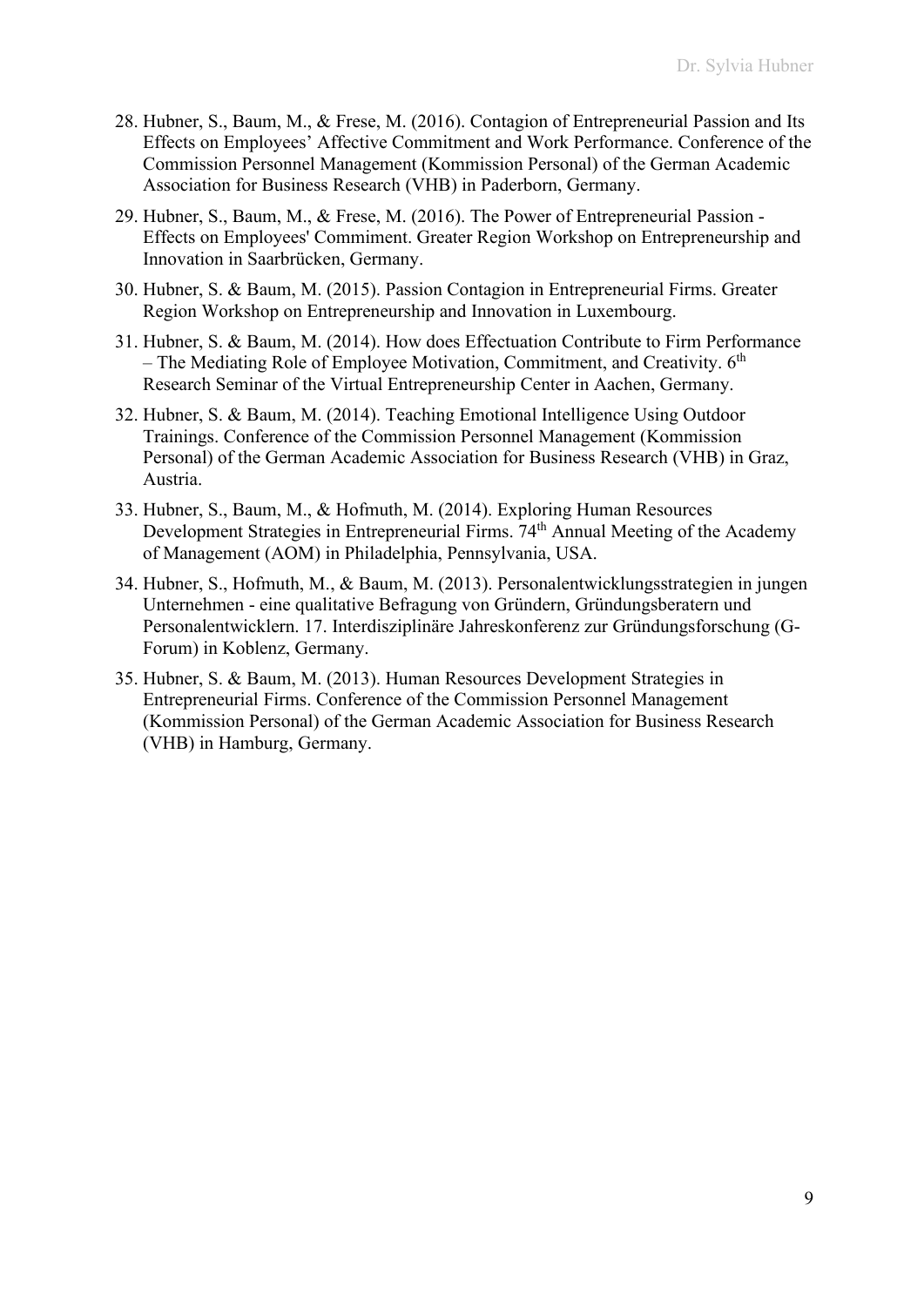28. Hubner, S., Baum, M., & Frese, M. (2016). Contagion of Entrepreneurial Passion and Its Effects on Employees' Affective Commitment and Work Performance. Conference of the Commission Personnel Management (Kommission Personal) of the German Academic Association for Business Research (VHB) in Paderborn, Germany.

29. Hubner, S., Baum, M., & Frese, M. (2016). The Power of Entrepreneurial Passion - Effects on Employees' Commiment. Greater Region Workshop on Entrepreneurship and Innovation in Saarbrücken, Germany.

30. Hubner, S. & Baum, M. (2015). Passion Contagion in Entrepreneurial Firms. Greater Region Workshop on Entrepreneurship and Innovation in Luxembourg.

31. Hubner, S. & Baum, M. (2014). How does Effectuation Contribute to Firm Performance – The Mediating Role of Employee Motivation, Commitment, and Creativity. 6th Research Seminar of the Virtual Entrepreneurship Center in Aachen, Germany.

32. Hubner, S. & Baum, M. (2014). Teaching Emotional Intelligence Using Outdoor Trainings. Conference of the Commission Personnel Management (Kommission Personal) of the German Academic Association for Business Research (VHB) in Graz, Austria.

33. Hubner, S., Baum, M., & Hofmuth, M. (2014). Exploring Human Resources Development Strategies in Entrepreneurial Firms. 74th Annual Meeting of the Academy of Management (AOM) in Philadelphia, Pennsylvania, USA.

34. Hubner, S., Hofmuth, M., & Baum, M. (2013). Personalentwicklungsstrategien in jungen Unternehmen - eine qualitative Befragung von Gründern, Gründungsberatern und Personalentwicklern. 17. Interdisziplinäre Jahreskonferenz zur Gründungsforschung (G-Forum) in Koblenz, Germany.

35. Hubner, S. & Baum, M. (2013). Human Resources Development Strategies in Entrepreneurial Firms. Conference of the Commission Personnel Management (Kommission Personal) of the German Academic Association for Business Research (VHB) in Hamburg, Germany.